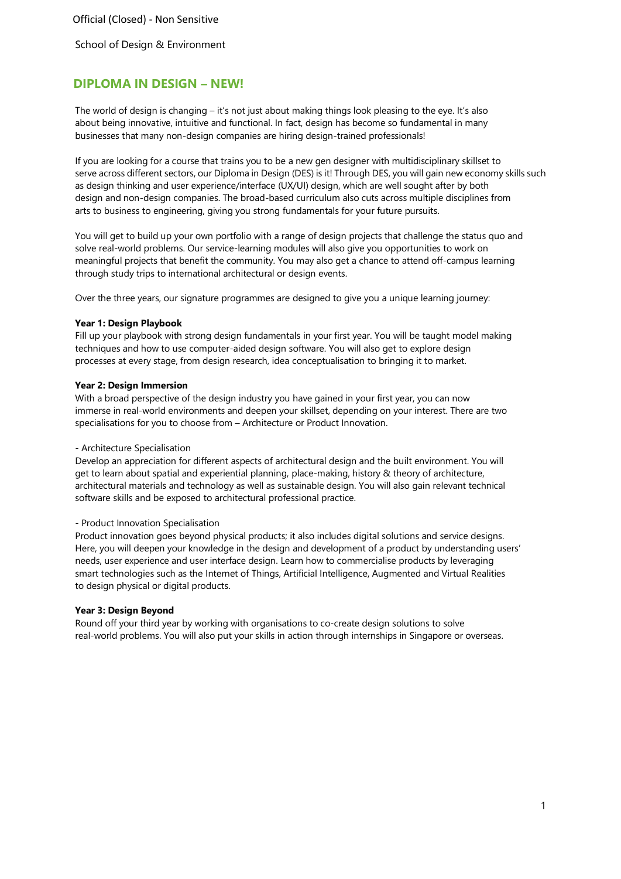Official (Closed) - Non Sensitive

School of Design & Environment

## DIPLOMA IN DESIGN – NEW!

The world of design is changing – it's not just about making things look pleasing to the eye. It's also about being innovative, intuitive and functional. In fact, design has become so fundamental in many businesses that many non-design companies are hiring design-trained professionals!

If you are looking for a course that trains you to be a new gen designer with multidisciplinary skillset to serve across different sectors, our Diploma in Design (DES) is it! Through DES, you will gain new economy skills such as design thinking and user experience/interface (UX/UI) design, which are well sought after by both design and non-design companies. The broad-based curriculum also cuts across multiple disciplines from arts to business to engineering, giving you strong fundamentals for your future pursuits.

You will get to build up your own portfolio with a range of design projects that challenge the status quo and solve real-world problems. Our service-learning modules will also give you opportunities to work on meaningful projects that benefit the community. You may also get a chance to attend off-campus learning through study trips to international architectural or design events.

Over the three years, our signature programmes are designed to give you a unique learning journey:

**Year 1: Design Playbook**
Fill up your playbook with strong design fundamentals in your first year. You will be taught model making techniques and how to use computer-aided design software. You will also get to explore design processes at every stage, from design research, idea conceptualisation to bringing it to market.

**Year 2: Design Immersion**
With a broad perspective of the design industry you have gained in your first year, you can now immerse in real-world environments and deepen your skillset, depending on your interest. There are two specialisations for you to choose from – Architecture or Product Innovation.

- Architecture Specialisation
Develop an appreciation for different aspects of architectural design and the built environment. You will get to learn about spatial and experiential planning, place-making, history & theory of architecture, architectural materials and technology as well as sustainable design. You will also gain relevant technical software skills and be exposed to architectural professional practice.

- Product Innovation Specialisation
Product innovation goes beyond physical products; it also includes digital solutions and service designs. Here, you will deepen your knowledge in the design and development of a product by understanding users' needs, user experience and user interface design. Learn how to commercialise products by leveraging smart technologies such as the Internet of Things, Artificial Intelligence, Augmented and Virtual Realities to design physical or digital products.

**Year 3: Design Beyond**
Round off your third year by working with organisations to co-create design solutions to solve real-world problems. You will also put your skills in action through internships in Singapore or overseas.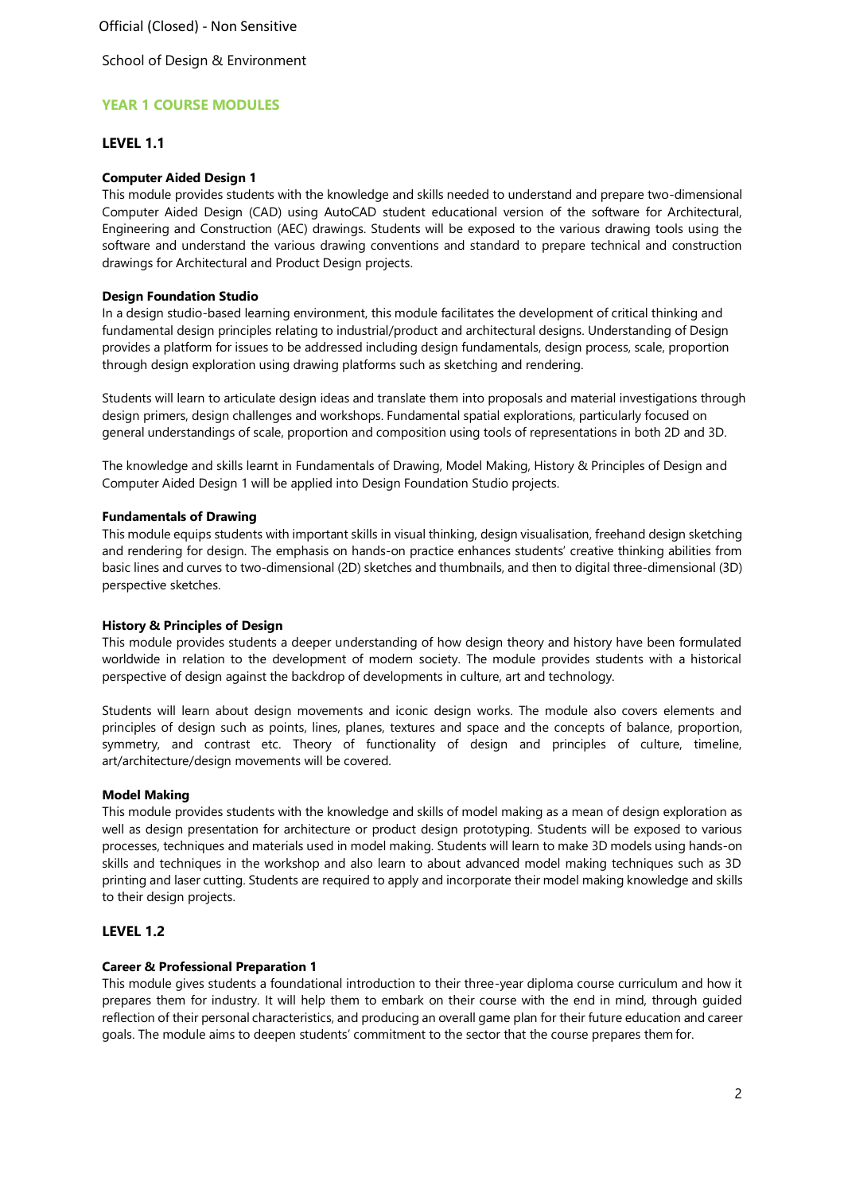School of Design & Environment

## YEAR 1 COURSE MODULES

### LEVEL 1.1

**Computer Aided Design 1**

This module provides students with the knowledge and skills needed to understand and prepare two-dimensional Computer Aided Design (CAD) using AutoCAD student educational version of the software for Architectural, Engineering and Construction (AEC) drawings. Students will be exposed to the various drawing tools using the software and understand the various drawing conventions and standard to prepare technical and construction drawings for Architectural and Product Design projects.

**Design Foundation Studio**

In a design studio-based learning environment, this module facilitates the development of critical thinking and fundamental design principles relating to industrial/product and architectural designs. Understanding of Design provides a platform for issues to be addressed including design fundamentals, design process, scale, proportion through design exploration using drawing platforms such as sketching and rendering.

Students will learn to articulate design ideas and translate them into proposals and material investigations through design primers, design challenges and workshops. Fundamental spatial explorations, particularly focused on general understandings of scale, proportion and composition using tools of representations in both 2D and 3D.

The knowledge and skills learnt in Fundamentals of Drawing, Model Making, History & Principles of Design and Computer Aided Design 1 will be applied into Design Foundation Studio projects.

**Fundamentals of Drawing**

This module equips students with important skills in visual thinking, design visualisation, freehand design sketching and rendering for design. The emphasis on hands-on practice enhances students' creative thinking abilities from basic lines and curves to two-dimensional (2D) sketches and thumbnails, and then to digital three-dimensional (3D) perspective sketches.

**History & Principles of Design**

This module provides students a deeper understanding of how design theory and history have been formulated worldwide in relation to the development of modern society. The module provides students with a historical perspective of design against the backdrop of developments in culture, art and technology.

Students will learn about design movements and iconic design works. The module also covers elements and principles of design such as points, lines, planes, textures and space and the concepts of balance, proportion, symmetry, and contrast etc. Theory of functionality of design and principles of culture, timeline, art/architecture/design movements will be covered.

**Model Making**

This module provides students with the knowledge and skills of model making as a mean of design exploration as well as design presentation for architecture or product design prototyping. Students will be exposed to various processes, techniques and materials used in model making. Students will learn to make 3D models using hands-on skills and techniques in the workshop and also learn to about advanced model making techniques such as 3D printing and laser cutting. Students are required to apply and incorporate their model making knowledge and skills to their design projects.

### LEVEL 1.2

**Career & Professional Preparation 1**

This module gives students a foundational introduction to their three-year diploma course curriculum and how it prepares them for industry. It will help them to embark on their course with the end in mind, through guided reflection of their personal characteristics, and producing an overall game plan for their future education and career goals. The module aims to deepen students' commitment to the sector that the course prepares them for.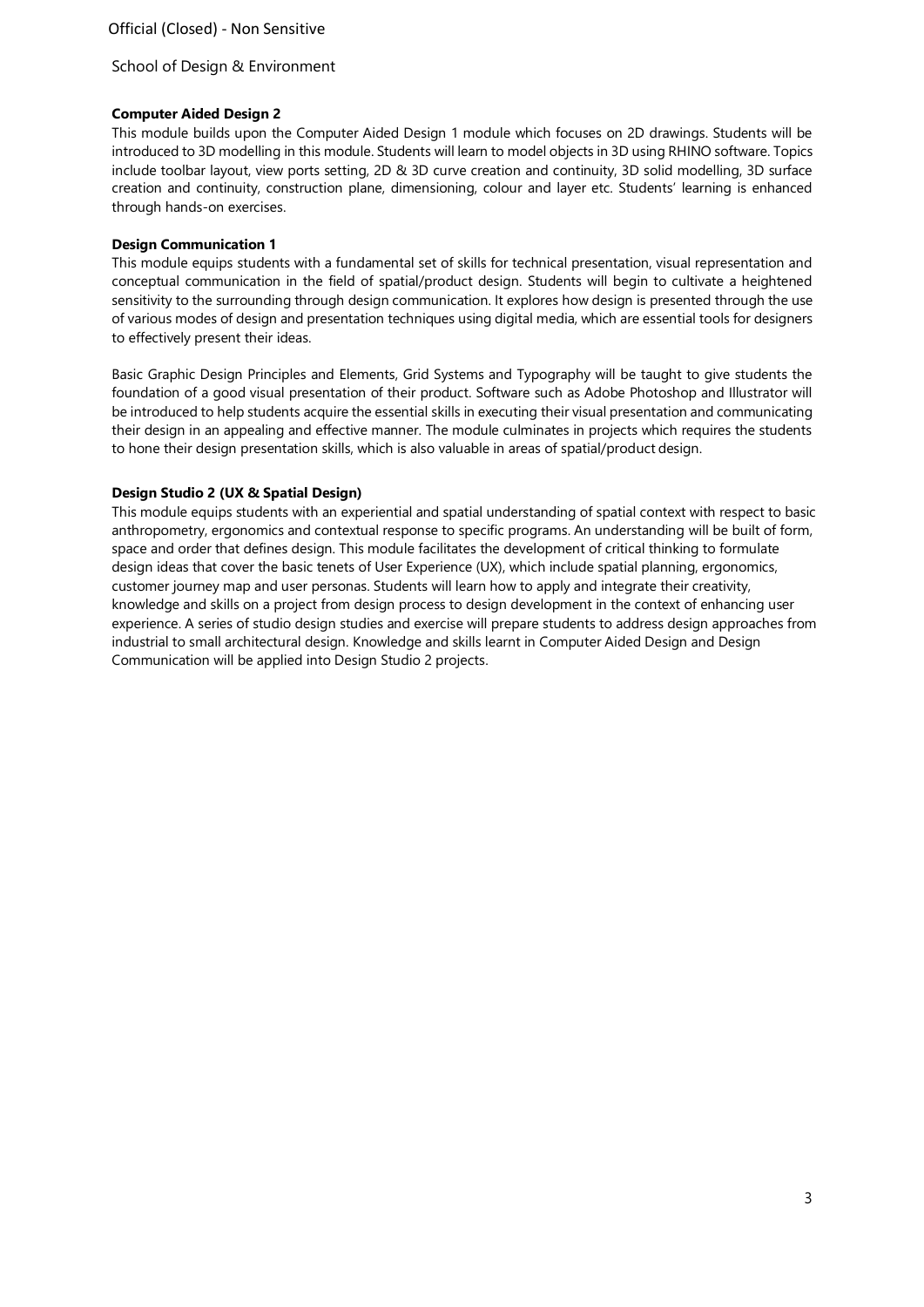**Computer Aided Design 2**

This module builds upon the Computer Aided Design 1 module which focuses on 2D drawings. Students will be introduced to 3D modelling in this module. Students will learn to model objects in 3D using RHINO software. Topics include toolbar layout, view ports setting, 2D & 3D curve creation and continuity, 3D solid modelling, 3D surface creation and continuity, construction plane, dimensioning, colour and layer etc. Students' learning is enhanced through hands-on exercises.

**Design Communication 1**

This module equips students with a fundamental set of skills for technical presentation, visual representation and conceptual communication in the field of spatial/product design. Students will begin to cultivate a heightened sensitivity to the surrounding through design communication. It explores how design is presented through the use of various modes of design and presentation techniques using digital media, which are essential tools for designers to effectively present their ideas.

Basic Graphic Design Principles and Elements, Grid Systems and Typography will be taught to give students the foundation of a good visual presentation of their product. Software such as Adobe Photoshop and Illustrator will be introduced to help students acquire the essential skills in executing their visual presentation and communicating their design in an appealing and effective manner. The module culminates in projects which requires the students to hone their design presentation skills, which is also valuable in areas of spatial/product design.

**Design Studio 2 (UX & Spatial Design)**

This module equips students with an experiential and spatial understanding of spatial context with respect to basic anthropometry, ergonomics and contextual response to specific programs. An understanding will be built of form, space and order that defines design. This module facilitates the development of critical thinking to formulate design ideas that cover the basic tenets of User Experience (UX), which include spatial planning, ergonomics, customer journey map and user personas. Students will learn how to apply and integrate their creativity, knowledge and skills on a project from design process to design development in the context of enhancing user experience. A series of studio design studies and exercise will prepare students to address design approaches from industrial to small architectural design. Knowledge and skills learnt in Computer Aided Design and Design Communication will be applied into Design Studio 2 projects.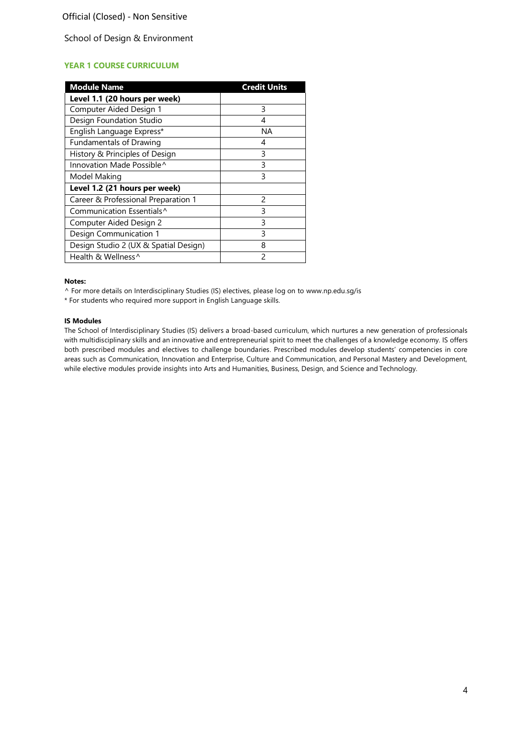School of Design & Environment

## YEAR 1 COURSE CURRICULUM

| Module Name | Credit Units |
|---|---|
| **Level 1.1 (20 hours per week)** | |
| Computer Aided Design 1 | 3 |
| Design Foundation Studio | 4 |
| English Language Express* | NA |
| Fundamentals of Drawing | 4 |
| History & Principles of Design | 3 |
| Innovation Made Possible^ | 3 |
| Model Making | 3 |
| **Level 1.2 (21 hours per week)** | |
| Career & Professional Preparation 1 | 2 |
| Communication Essentials^ | 3 |
| Computer Aided Design 2 | 3 |
| Design Communication 1 | 3 |
| Design Studio 2 (UX & Spatial Design) | 8 |
| Health & Wellness^ | 2 |

**Notes:**

^ For more details on Interdisciplinary Studies (IS) electives, please log on to www.np.edu.sg/is

* For students who required more support in English Language skills.

**IS Modules**

The School of Interdisciplinary Studies (IS) delivers a broad-based curriculum, which nurtures a new generation of professionals with multidisciplinary skills and an innovative and entrepreneurial spirit to meet the challenges of a knowledge economy. IS offers both prescribed modules and electives to challenge boundaries. Prescribed modules develop students' competencies in core areas such as Communication, Innovation and Enterprise, Culture and Communication, and Personal Mastery and Development, while elective modules provide insights into Arts and Humanities, Business, Design, and Science and Technology.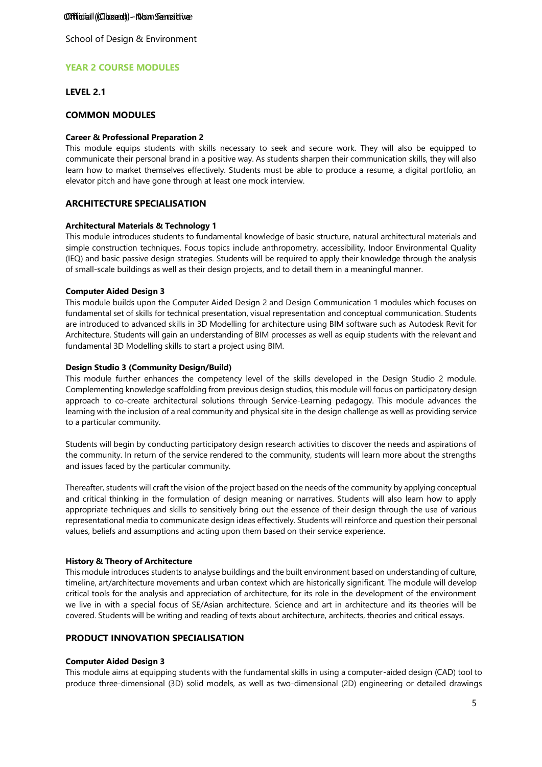School of Design & Environment

## YEAR 2 COURSE MODULES

### LEVEL 2.1

### COMMON MODULES

**Career & Professional Preparation 2**

This module equips students with skills necessary to seek and secure work. They will also be equipped to communicate their personal brand in a positive way. As students sharpen their communication skills, they will also learn how to market themselves effectively. Students must be able to produce a resume, a digital portfolio, an elevator pitch and have gone through at least one mock interview.

### ARCHITECTURE SPECIALISATION

**Architectural Materials & Technology 1**

This module introduces students to fundamental knowledge of basic structure, natural architectural materials and simple construction techniques. Focus topics include anthropometry, accessibility, Indoor Environmental Quality (IEQ) and basic passive design strategies. Students will be required to apply their knowledge through the analysis of small-scale buildings as well as their design projects, and to detail them in a meaningful manner.

**Computer Aided Design 3**

This module builds upon the Computer Aided Design 2 and Design Communication 1 modules which focuses on fundamental set of skills for technical presentation, visual representation and conceptual communication. Students are introduced to advanced skills in 3D Modelling for architecture using BIM software such as Autodesk Revit for Architecture. Students will gain an understanding of BIM processes as well as equip students with the relevant and fundamental 3D Modelling skills to start a project using BIM.

**Design Studio 3 (Community Design/Build)**

This module further enhances the competency level of the skills developed in the Design Studio 2 module. Complementing knowledge scaffolding from previous design studios, this module will focus on participatory design approach to co-create architectural solutions through Service-Learning pedagogy. This module advances the learning with the inclusion of a real community and physical site in the design challenge as well as providing service to a particular community.

Students will begin by conducting participatory design research activities to discover the needs and aspirations of the community. In return of the service rendered to the community, students will learn more about the strengths and issues faced by the particular community.

Thereafter, students will craft the vision of the project based on the needs of the community by applying conceptual and critical thinking in the formulation of design meaning or narratives. Students will also learn how to apply appropriate techniques and skills to sensitively bring out the essence of their design through the use of various representational media to communicate design ideas effectively. Students will reinforce and question their personal values, beliefs and assumptions and acting upon them based on their service experience.

**History & Theory of Architecture**

This module introduces students to analyse buildings and the built environment based on understanding of culture, timeline, art/architecture movements and urban context which are historically significant. The module will develop critical tools for the analysis and appreciation of architecture, for its role in the development of the environment we live in with a special focus of SE/Asian architecture. Science and art in architecture and its theories will be covered. Students will be writing and reading of texts about architecture, architects, theories and critical essays.

### PRODUCT INNOVATION SPECIALISATION

**Computer Aided Design 3**

This module aims at equipping students with the fundamental skills in using a computer-aided design (CAD) tool to produce three-dimensional (3D) solid models, as well as two-dimensional (2D) engineering or detailed drawings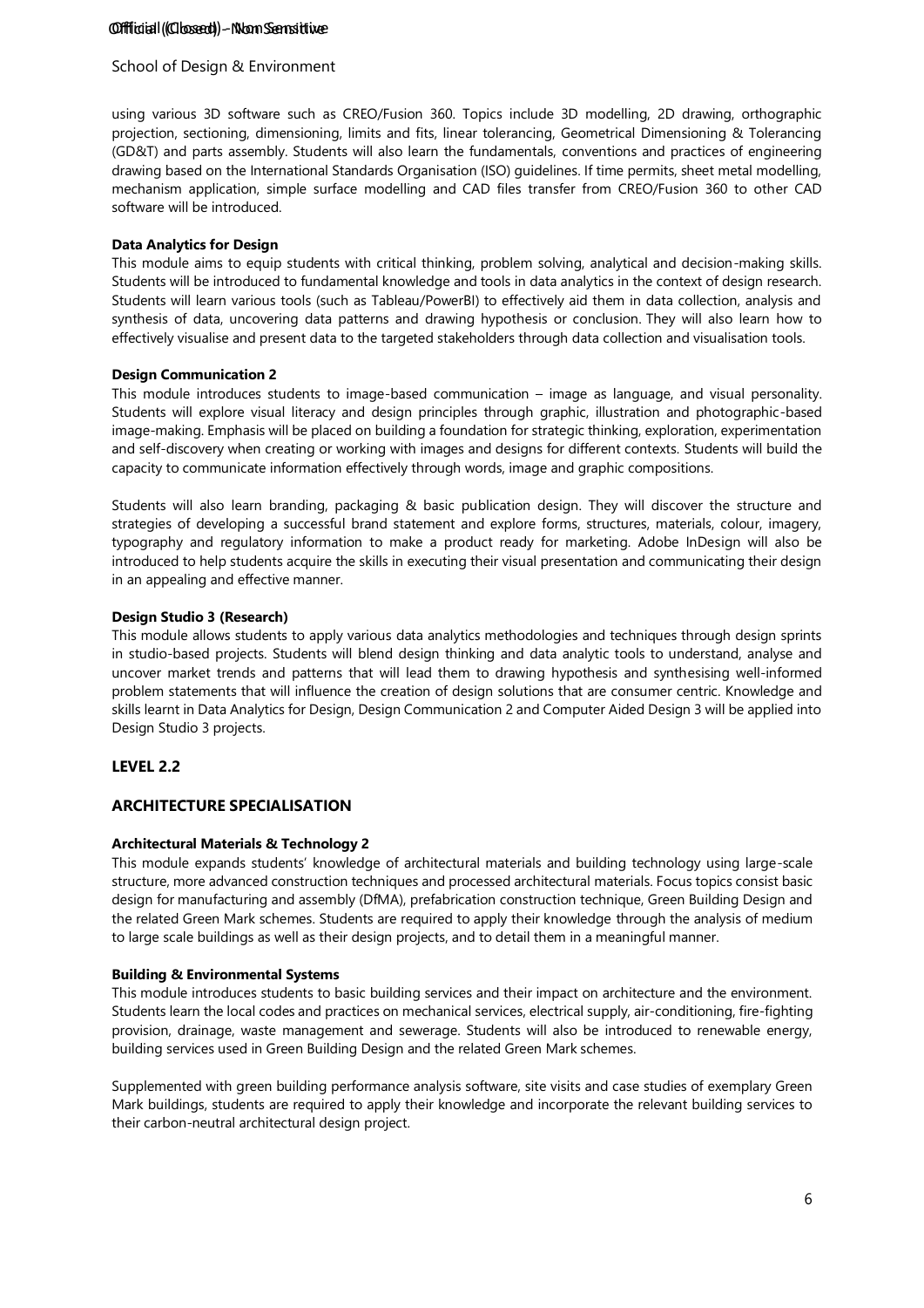using various 3D software such as CREO/Fusion 360. Topics include 3D modelling, 2D drawing, orthographic projection, sectioning, dimensioning, limits and fits, linear tolerancing, Geometrical Dimensioning & Tolerancing (GD&T) and parts assembly. Students will also learn the fundamentals, conventions and practices of engineering drawing based on the International Standards Organisation (ISO) guidelines. If time permits, sheet metal modelling, mechanism application, simple surface modelling and CAD files transfer from CREO/Fusion 360 to other CAD software will be introduced.

**Data Analytics for Design**

This module aims to equip students with critical thinking, problem solving, analytical and decision-making skills. Students will be introduced to fundamental knowledge and tools in data analytics in the context of design research. Students will learn various tools (such as Tableau/PowerBI) to effectively aid them in data collection, analysis and synthesis of data, uncovering data patterns and drawing hypothesis or conclusion. They will also learn how to effectively visualise and present data to the targeted stakeholders through data collection and visualisation tools.

**Design Communication 2**

This module introduces students to image-based communication – image as language, and visual personality. Students will explore visual literacy and design principles through graphic, illustration and photographic-based image-making. Emphasis will be placed on building a foundation for strategic thinking, exploration, experimentation and self-discovery when creating or working with images and designs for different contexts. Students will build the capacity to communicate information effectively through words, image and graphic compositions.

Students will also learn branding, packaging & basic publication design. They will discover the structure and strategies of developing a successful brand statement and explore forms, structures, materials, colour, imagery, typography and regulatory information to make a product ready for marketing. Adobe InDesign will also be introduced to help students acquire the skills in executing their visual presentation and communicating their design in an appealing and effective manner.

**Design Studio 3 (Research)**

This module allows students to apply various data analytics methodologies and techniques through design sprints in studio-based projects. Students will blend design thinking and data analytic tools to understand, analyse and uncover market trends and patterns that will lead them to drawing hypothesis and synthesising well-informed problem statements that will influence the creation of design solutions that are consumer centric. Knowledge and skills learnt in Data Analytics for Design, Design Communication 2 and Computer Aided Design 3 will be applied into Design Studio 3 projects.

## LEVEL 2.2

## ARCHITECTURE SPECIALISATION

**Architectural Materials & Technology 2**

This module expands students' knowledge of architectural materials and building technology using large-scale structure, more advanced construction techniques and processed architectural materials. Focus topics consist basic design for manufacturing and assembly (DfMA), prefabrication construction technique, Green Building Design and the related Green Mark schemes. Students are required to apply their knowledge through the analysis of medium to large scale buildings as well as their design projects, and to detail them in a meaningful manner.

**Building & Environmental Systems**

This module introduces students to basic building services and their impact on architecture and the environment. Students learn the local codes and practices on mechanical services, electrical supply, air-conditioning, fire-fighting provision, drainage, waste management and sewerage. Students will also be introduced to renewable energy, building services used in Green Building Design and the related Green Mark schemes.

Supplemented with green building performance analysis software, site visits and case studies of exemplary Green Mark buildings, students are required to apply their knowledge and incorporate the relevant building services to their carbon-neutral architectural design project.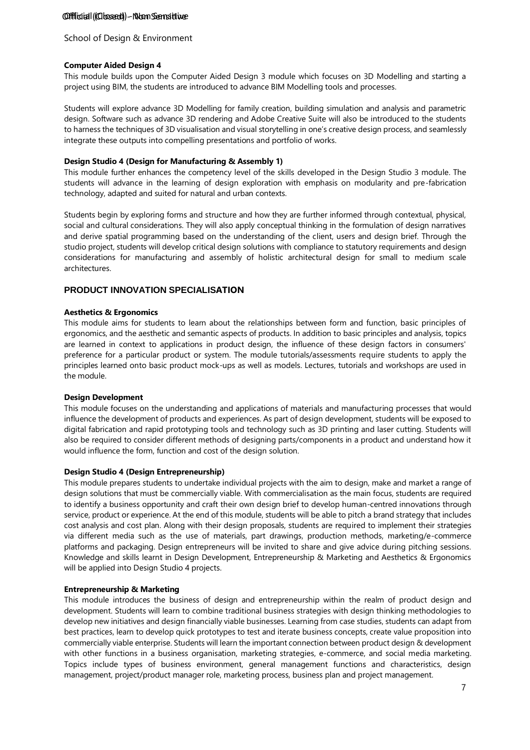**Computer Aided Design 4**

This module builds upon the Computer Aided Design 3 module which focuses on 3D Modelling and starting a project using BIM, the students are introduced to advance BIM Modelling tools and processes.

Students will explore advance 3D Modelling for family creation, building simulation and analysis and parametric design. Software such as advance 3D rendering and Adobe Creative Suite will also be introduced to the students to harness the techniques of 3D visualisation and visual storytelling in one's creative design process, and seamlessly integrate these outputs into compelling presentations and portfolio of works.

**Design Studio 4 (Design for Manufacturing & Assembly 1)**

This module further enhances the competency level of the skills developed in the Design Studio 3 module. The students will advance in the learning of design exploration with emphasis on modularity and pre-fabrication technology, adapted and suited for natural and urban contexts.

Students begin by exploring forms and structure and how they are further informed through contextual, physical, social and cultural considerations. They will also apply conceptual thinking in the formulation of design narratives and derive spatial programming based on the understanding of the client, users and design brief. Through the studio project, students will develop critical design solutions with compliance to statutory requirements and design considerations for manufacturing and assembly of holistic architectural design for small to medium scale architectures.

## PRODUCT INNOVATION SPECIALISATION

**Aesthetics & Ergonomics**

This module aims for students to learn about the relationships between form and function, basic principles of ergonomics, and the aesthetic and semantic aspects of products. In addition to basic principles and analysis, topics are learned in context to applications in product design, the influence of these design factors in consumers' preference for a particular product or system. The module tutorials/assessments require students to apply the principles learned onto basic product mock-ups as well as models. Lectures, tutorials and workshops are used in the module.

**Design Development**

This module focuses on the understanding and applications of materials and manufacturing processes that would influence the development of products and experiences. As part of design development, students will be exposed to digital fabrication and rapid prototyping tools and technology such as 3D printing and laser cutting. Students will also be required to consider different methods of designing parts/components in a product and understand how it would influence the form, function and cost of the design solution.

**Design Studio 4 (Design Entrepreneurship)**

This module prepares students to undertake individual projects with the aim to design, make and market a range of design solutions that must be commercially viable. With commercialisation as the main focus, students are required to identify a business opportunity and craft their own design brief to develop human-centred innovations through service, product or experience. At the end of this module, students will be able to pitch a brand strategy that includes cost analysis and cost plan. Along with their design proposals, students are required to implement their strategies via different media such as the use of materials, part drawings, production methods, marketing/e-commerce platforms and packaging. Design entrepreneurs will be invited to share and give advice during pitching sessions. Knowledge and skills learnt in Design Development, Entrepreneurship & Marketing and Aesthetics & Ergonomics will be applied into Design Studio 4 projects.

**Entrepreneurship & Marketing**

This module introduces the business of design and entrepreneurship within the realm of product design and development. Students will learn to combine traditional business strategies with design thinking methodologies to develop new initiatives and design financially viable businesses. Learning from case studies, students can adapt from best practices, learn to develop quick prototypes to test and iterate business concepts, create value proposition into commercially viable enterprise. Students will learn the important connection between product design & development with other functions in a business organisation, marketing strategies, e-commerce, and social media marketing. Topics include types of business environment, general management functions and characteristics, design management, project/product manager role, marketing process, business plan and project management.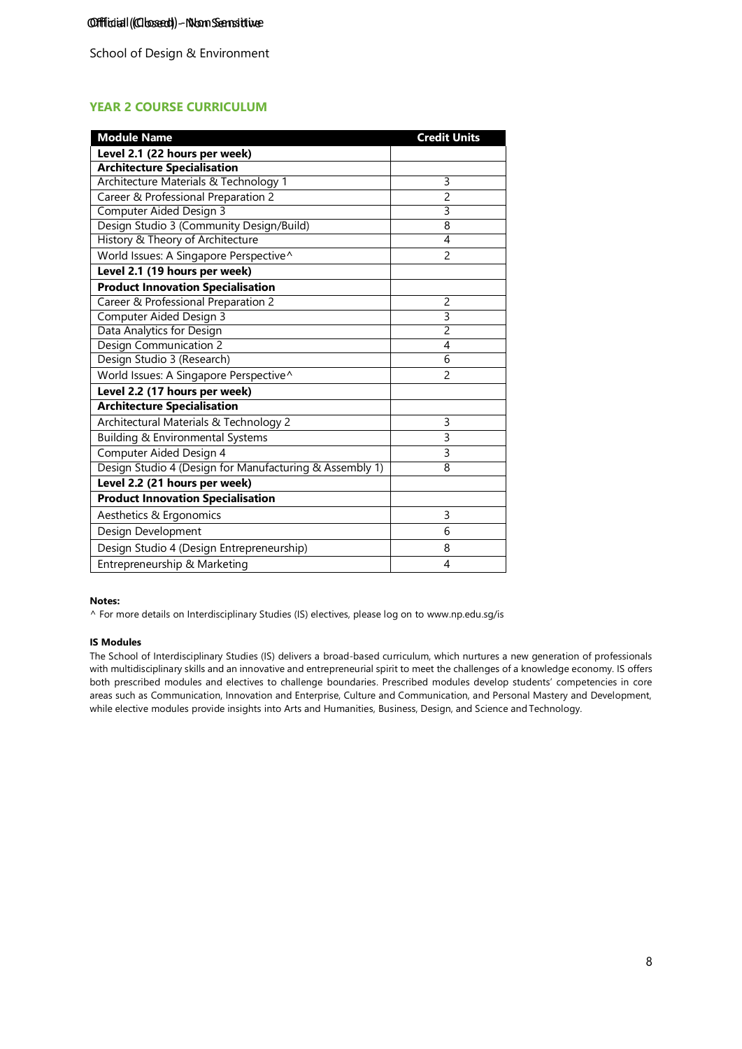School of Design & Environment

## YEAR 2 COURSE CURRICULUM

| Module Name | Credit Units |
|---|---|
| **Level 2.1 (22 hours per week)** | |
| **Architecture Specialisation** | |
| Architecture Materials & Technology 1 | 3 |
| Career & Professional Preparation 2 | 2 |
| Computer Aided Design 3 | 3 |
| Design Studio 3 (Community Design/Build) | 8 |
| History & Theory of Architecture | 4 |
| World Issues: A Singapore Perspective^ | 2 |
| **Level 2.1 (19 hours per week)** | |
| **Product Innovation Specialisation** | |
| Career & Professional Preparation 2 | 2 |
| Computer Aided Design 3 | 3 |
| Data Analytics for Design | 2 |
| Design Communication 2 | 4 |
| Design Studio 3 (Research) | 6 |
| World Issues: A Singapore Perspective^ | 2 |
| **Level 2.2 (17 hours per week)** | |
| **Architecture Specialisation** | |
| Architectural Materials & Technology 2 | 3 |
| Building & Environmental Systems | 3 |
| Computer Aided Design 4 | 3 |
| Design Studio 4 (Design for Manufacturing & Assembly 1) | 8 |
| **Level 2.2 (21 hours per week)** | |
| **Product Innovation Specialisation** | |
| Aesthetics & Ergonomics | 3 |
| Design Development | 6 |
| Design Studio 4 (Design Entrepreneurship) | 8 |
| Entrepreneurship & Marketing | 4 |

**Notes:**

^ For more details on Interdisciplinary Studies (IS) electives, please log on to www.np.edu.sg/is

**IS Modules**

The School of Interdisciplinary Studies (IS) delivers a broad-based curriculum, which nurtures a new generation of professionals with multidisciplinary skills and an innovative and entrepreneurial spirit to meet the challenges of a knowledge economy. IS offers both prescribed modules and electives to challenge boundaries. Prescribed modules develop students' competencies in core areas such as Communication, Innovation and Enterprise, Culture and Communication, and Personal Mastery and Development, while elective modules provide insights into Arts and Humanities, Business, Design, and Science and Technology.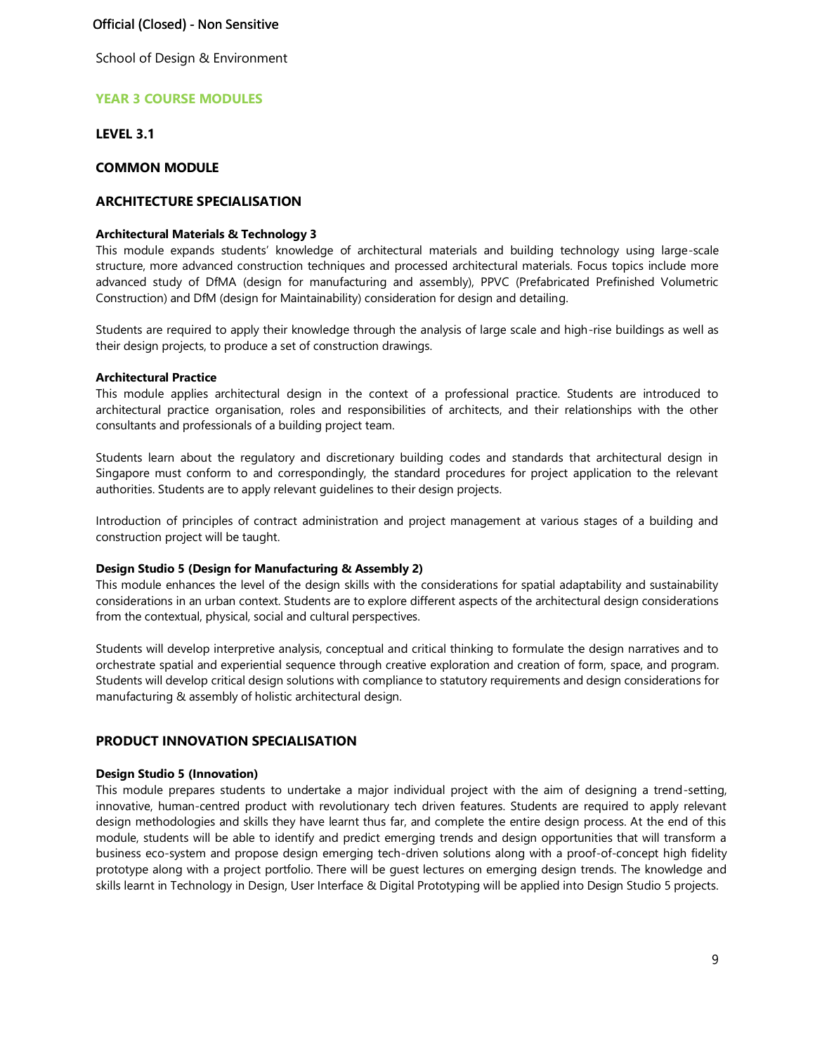School of Design & Environment

## YEAR 3 COURSE MODULES

### LEVEL 3.1

### COMMON MODULE

### ARCHITECTURE SPECIALISATION

**Architectural Materials & Technology 3**
This module expands students' knowledge of architectural materials and building technology using large-scale structure, more advanced construction techniques and processed architectural materials. Focus topics include more advanced study of DfMA (design for manufacturing and assembly), PPVC (Prefabricated Prefinished Volumetric Construction) and DfM (design for Maintainability) consideration for design and detailing.

Students are required to apply their knowledge through the analysis of large scale and high-rise buildings as well as their design projects, to produce a set of construction drawings.

**Architectural Practice**
This module applies architectural design in the context of a professional practice. Students are introduced to architectural practice organisation, roles and responsibilities of architects, and their relationships with the other consultants and professionals of a building project team.

Students learn about the regulatory and discretionary building codes and standards that architectural design in Singapore must conform to and correspondingly, the standard procedures for project application to the relevant authorities. Students are to apply relevant guidelines to their design projects.

Introduction of principles of contract administration and project management at various stages of a building and construction project will be taught.

**Design Studio 5 (Design for Manufacturing & Assembly 2)**
This module enhances the level of the design skills with the considerations for spatial adaptability and sustainability considerations in an urban context. Students are to explore different aspects of the architectural design considerations from the contextual, physical, social and cultural perspectives.

Students will develop interpretive analysis, conceptual and critical thinking to formulate the design narratives and to orchestrate spatial and experiential sequence through creative exploration and creation of form, space, and program. Students will develop critical design solutions with compliance to statutory requirements and design considerations for manufacturing & assembly of holistic architectural design.

### PRODUCT INNOVATION SPECIALISATION

**Design Studio 5 (Innovation)**
This module prepares students to undertake a major individual project with the aim of designing a trend-setting, innovative, human-centred product with revolutionary tech driven features. Students are required to apply relevant design methodologies and skills they have learnt thus far, and complete the entire design process. At the end of this module, students will be able to identify and predict emerging trends and design opportunities that will transform a business eco-system and propose design emerging tech-driven solutions along with a proof-of-concept high fidelity prototype along with a project portfolio. There will be guest lectures on emerging design trends. The knowledge and skills learnt in Technology in Design, User Interface & Digital Prototyping will be applied into Design Studio 5 projects.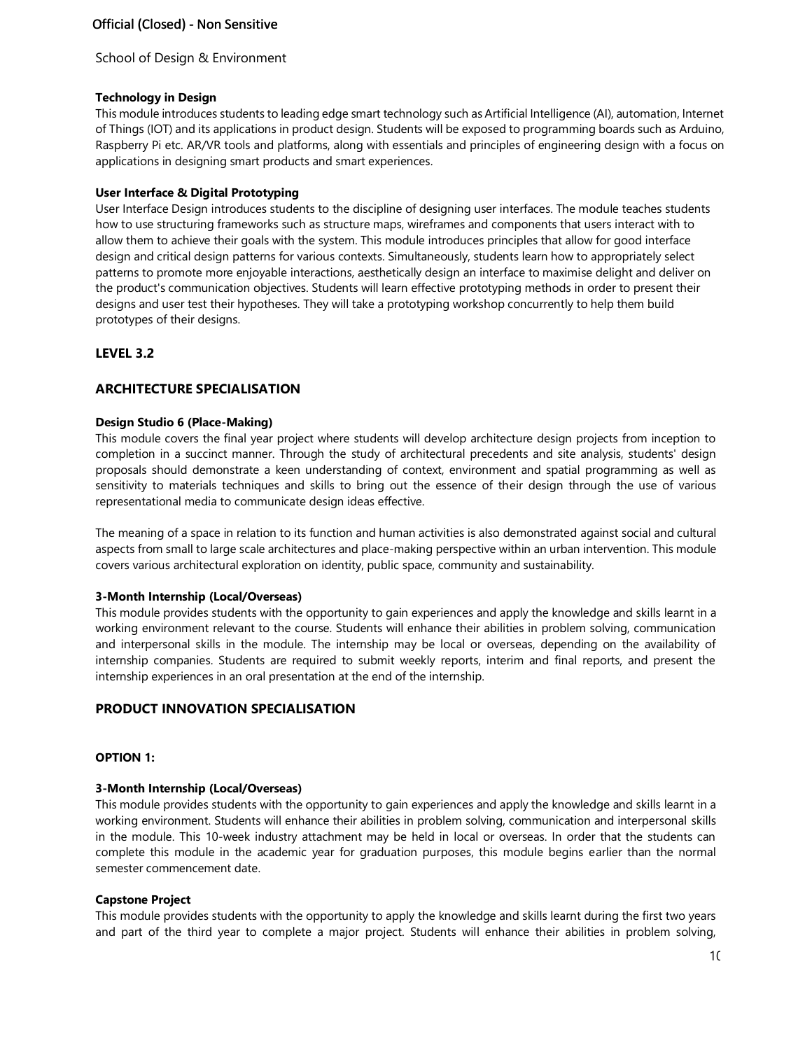School of Design & Environment

**Technology in Design**
This module introduces students to leading edge smart technology such as Artificial Intelligence (AI), automation, Internet of Things (IOT) and its applications in product design. Students will be exposed to programming boards such as Arduino, Raspberry Pi etc. AR/VR tools and platforms, along with essentials and principles of engineering design with a focus on applications in designing smart products and smart experiences.

**User Interface & Digital Prototyping**
User Interface Design introduces students to the discipline of designing user interfaces. The module teaches students how to use structuring frameworks such as structure maps, wireframes and components that users interact with to allow them to achieve their goals with the system. This module introduces principles that allow for good interface design and critical design patterns for various contexts. Simultaneously, students learn how to appropriately select patterns to promote more enjoyable interactions, aesthetically design an interface to maximise delight and deliver on the product's communication objectives. Students will learn effective prototyping methods in order to present their designs and user test their hypotheses. They will take a prototyping workshop concurrently to help them build prototypes of their designs.

## LEVEL 3.2

## ARCHITECTURE SPECIALISATION

**Design Studio 6 (Place-Making)**
This module covers the final year project where students will develop architecture design projects from inception to completion in a succinct manner. Through the study of architectural precedents and site analysis, students' design proposals should demonstrate a keen understanding of context, environment and spatial programming as well as sensitivity to materials techniques and skills to bring out the essence of their design through the use of various representational media to communicate design ideas effective.

The meaning of a space in relation to its function and human activities is also demonstrated against social and cultural aspects from small to large scale architectures and place-making perspective within an urban intervention. This module covers various architectural exploration on identity, public space, community and sustainability.

**3-Month Internship (Local/Overseas)**
This module provides students with the opportunity to gain experiences and apply the knowledge and skills learnt in a working environment relevant to the course. Students will enhance their abilities in problem solving, communication and interpersonal skills in the module. The internship may be local or overseas, depending on the availability of internship companies. Students are required to submit weekly reports, interim and final reports, and present the internship experiences in an oral presentation at the end of the internship.

## PRODUCT INNOVATION SPECIALISATION

**OPTION 1:**

**3-Month Internship (Local/Overseas)**
This module provides students with the opportunity to gain experiences and apply the knowledge and skills learnt in a working environment. Students will enhance their abilities in problem solving, communication and interpersonal skills in the module. This 10-week industry attachment may be held in local or overseas. In order that the students can complete this module in the academic year for graduation purposes, this module begins earlier than the normal semester commencement date.

**Capstone Project**
This module provides students with the opportunity to apply the knowledge and skills learnt during the first two years and part of the third year to complete a major project. Students will enhance their abilities in problem solving,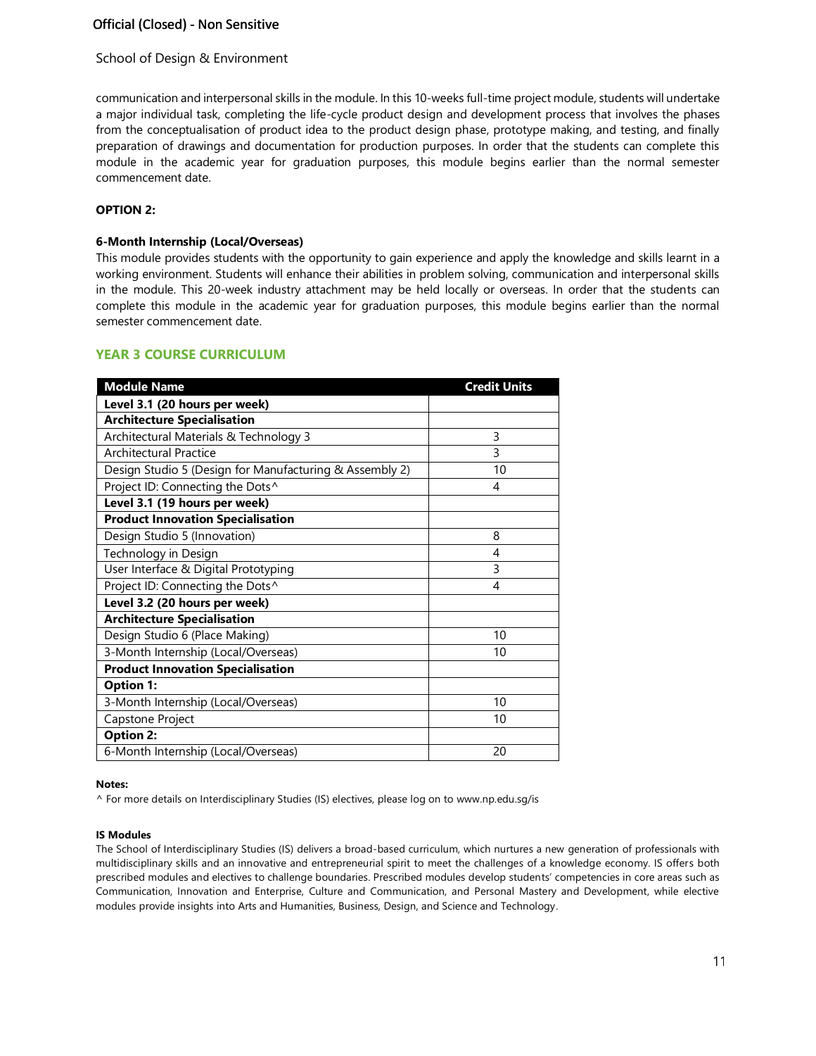communication and interpersonal skills in the module. In this 10-weeks full-time project module, students will undertake a major individual task, completing the life-cycle product design and development process that involves the phases from the conceptualisation of product idea to the product design phase, prototype making, and testing, and finally preparation of drawings and documentation for production purposes. In order that the students can complete this module in the academic year for graduation purposes, this module begins earlier than the normal semester commencement date.

**OPTION 2:**

**6-Month Internship (Local/Overseas)**

This module provides students with the opportunity to gain experience and apply the knowledge and skills learnt in a working environment. Students will enhance their abilities in problem solving, communication and interpersonal skills in the module. This 20-week industry attachment may be held locally or overseas. In order that the students can complete this module in the academic year for graduation purposes, this module begins earlier than the normal semester commencement date.

## YEAR 3 COURSE CURRICULUM

| Module Name | Credit Units |
|---|---|
| **Level 3.1 (20 hours per week)** | |
| **Architecture Specialisation** | |
| Architectural Materials & Technology 3 | 3 |
| Architectural Practice | 3 |
| Design Studio 5 (Design for Manufacturing & Assembly 2) | 10 |
| Project ID: Connecting the Dots^ | 4 |
| **Level 3.1 (19 hours per week)** | |
| **Product Innovation Specialisation** | |
| Design Studio 5 (Innovation) | 8 |
| Technology in Design | 4 |
| User Interface & Digital Prototyping | 3 |
| Project ID: Connecting the Dots^ | 4 |
| **Level 3.2 (20 hours per week)** | |
| **Architecture Specialisation** | |
| Design Studio 6 (Place Making) | 10 |
| 3-Month Internship (Local/Overseas) | 10 |
| **Product Innovation Specialisation** | |
| **Option 1:** | |
| 3-Month Internship (Local/Overseas) | 10 |
| Capstone Project | 10 |
| **Option 2:** | |
| 6-Month Internship (Local/Overseas) | 20 |

**Notes:**

^ For more details on Interdisciplinary Studies (IS) electives, please log on to www.np.edu.sg/is

**IS Modules**

The School of Interdisciplinary Studies (IS) delivers a broad-based curriculum, which nurtures a new generation of professionals with multidisciplinary skills and an innovative and entrepreneurial spirit to meet the challenges of a knowledge economy. IS offers both prescribed modules and electives to challenge boundaries. Prescribed modules develop students' competencies in core areas such as Communication, Innovation and Enterprise, Culture and Communication, and Personal Mastery and Development, while elective modules provide insights into Arts and Humanities, Business, Design, and Science and Technology.